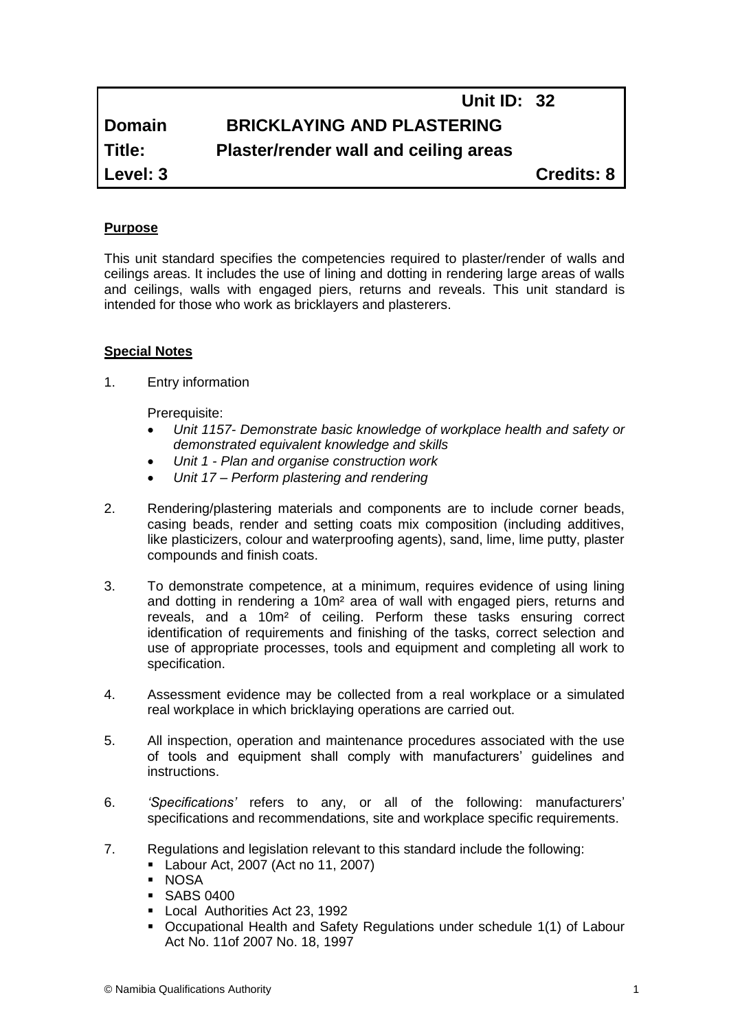| | Unit ID: 32 |
|---|---|
| **Domain** | **BRICKLAYING AND PLASTERING** |
| **Title:** | **Plaster/render wall and ceiling areas** |
| **Level: 3** | **Credits: 8** |

## Purpose

This unit standard specifies the competencies required to plaster/render of walls and ceilings areas. It includes the use of lining and dotting in rendering large areas of walls and ceilings, walls with engaged piers, returns and reveals. This unit standard is intended for those who work as bricklayers and plasterers.

## Special Notes

1. Entry information

   Prerequisite:

   - *Unit 1157- Demonstrate basic knowledge of workplace health and safety or demonstrated equivalent knowledge and skills*
   - *Unit 1 - Plan and organise construction work*
   - *Unit 17 – Perform plastering and rendering*

2. Rendering/plastering materials and components are to include corner beads, casing beads, render and setting coats mix composition (including additives, like plasticizers, colour and waterproofing agents), sand, lime, lime putty, plaster compounds and finish coats.

3. To demonstrate competence, at a minimum, requires evidence of using lining and dotting in rendering a 10m² area of wall with engaged piers, returns and reveals, and a 10m² of ceiling. Perform these tasks ensuring correct identification of requirements and finishing of the tasks, correct selection and use of appropriate processes, tools and equipment and completing all work to specification.

4. Assessment evidence may be collected from a real workplace or a simulated real workplace in which bricklaying operations are carried out.

5. All inspection, operation and maintenance procedures associated with the use of tools and equipment shall comply with manufacturers' guidelines and instructions.

6. *'Specifications'* refers to any, or all of the following: manufacturers' specifications and recommendations, site and workplace specific requirements.

7. Regulations and legislation relevant to this standard include the following:
   - Labour Act, 2007 (Act no 11, 2007)
   - NOSA
   - SABS 0400
   - Local Authorities Act 23, 1992
   - Occupational Health and Safety Regulations under schedule 1(1) of Labour Act No. 11of 2007 No. 18, 1997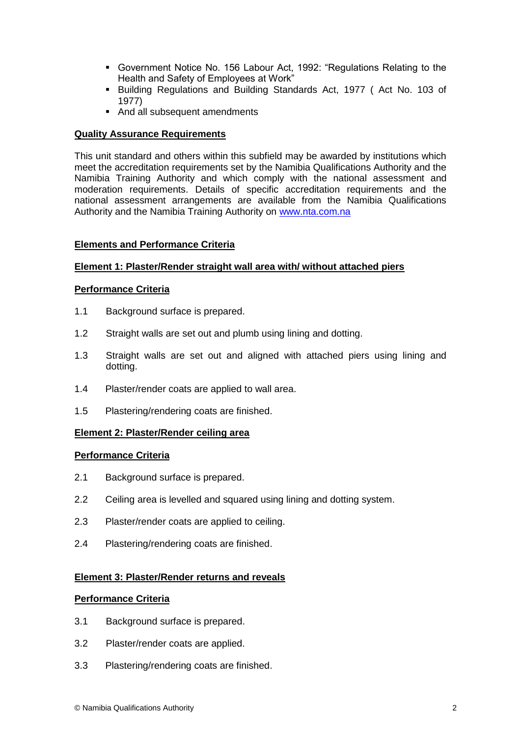- Government Notice No. 156 Labour Act, 1992: "Regulations Relating to the Health and Safety of Employees at Work"
- Building Regulations and Building Standards Act, 1977 ( Act No. 103 of 1977)
- And all subsequent amendments

**Quality Assurance Requirements**

This unit standard and others within this subfield may be awarded by institutions which meet the accreditation requirements set by the Namibia Qualifications Authority and the Namibia Training Authority and which comply with the national assessment and moderation requirements. Details of specific accreditation requirements and the national assessment arrangements are available from the Namibia Qualifications Authority and the Namibia Training Authority on www.nta.com.na

**Elements and Performance Criteria**

**Element 1: Plaster/Render straight wall area with/ without attached piers**

**Performance Criteria**

1.1 Background surface is prepared.

1.2 Straight walls are set out and plumb using lining and dotting.

1.3 Straight walls are set out and aligned with attached piers using lining and dotting.

1.4 Plaster/render coats are applied to wall area.

1.5 Plastering/rendering coats are finished.

**Element 2: Plaster/Render ceiling area**

**Performance Criteria**

2.1 Background surface is prepared.

2.2 Ceiling area is levelled and squared using lining and dotting system.

2.3 Plaster/render coats are applied to ceiling.

2.4 Plastering/rendering coats are finished.

**Element 3: Plaster/Render returns and reveals**

**Performance Criteria**

3.1 Background surface is prepared.

3.2 Plaster/render coats are applied.

3.3 Plastering/rendering coats are finished.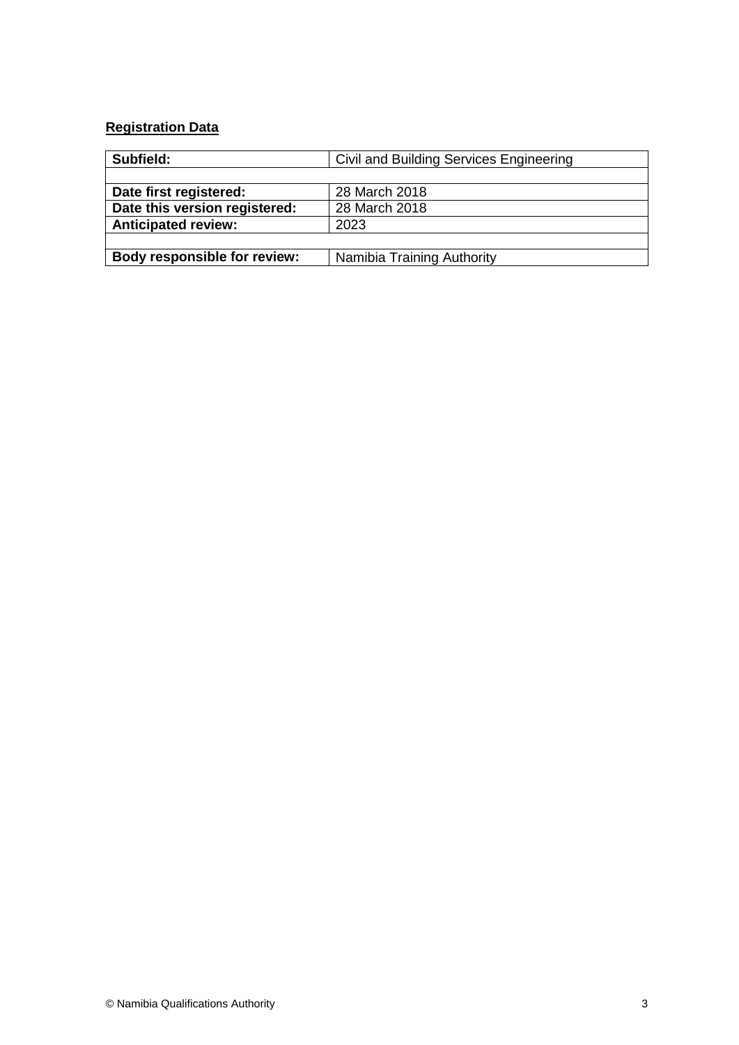**Registration Data**

| | |
|---|---|
| **Subfield:** | Civil and Building Services Engineering |
| | |
| **Date first registered:** | 28 March 2018 |
| **Date this version registered:** | 28 March 2018 |
| **Anticipated review:** | 2023 |
| | |
| **Body responsible for review:** | Namibia Training Authority |

© Namibia Qualifications Authority